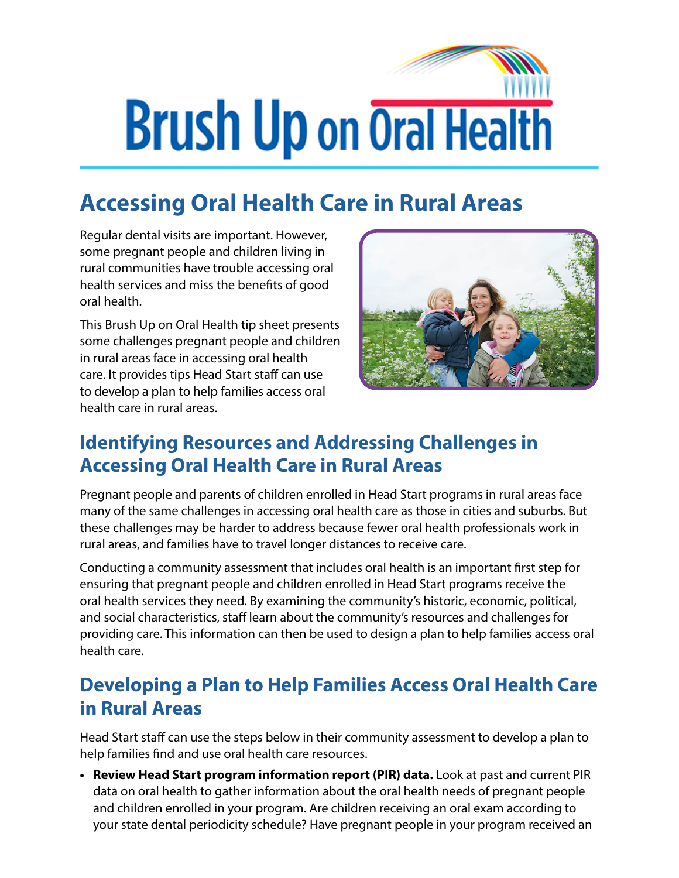# Brush Up on Oral Health

## Accessing Oral Health Care in Rural Areas

Regular dental visits are important. However, some pregnant people and children living in rural communities have trouble accessing oral health services and miss the benefits of good oral health.

This Brush Up on Oral Health tip sheet presents some challenges pregnant people and children in rural areas face in accessing oral health care. It provides tips Head Start staff can use to develop a plan to help families access oral health care in rural areas.

## Identifying Resources and Addressing Challenges in Accessing Oral Health Care in Rural Areas

Pregnant people and parents of children enrolled in Head Start programs in rural areas face many of the same challenges in accessing oral health care as those in cities and suburbs. But these challenges may be harder to address because fewer oral health professionals work in rural areas, and families have to travel longer distances to receive care.

Conducting a community assessment that includes oral health is an important first step for ensuring that pregnant people and children enrolled in Head Start programs receive the oral health services they need. By examining the community's historic, economic, political, and social characteristics, staff learn about the community's resources and challenges for providing care. This information can then be used to design a plan to help families access oral health care.

## Developing a Plan to Help Families Access Oral Health Care in Rural Areas

Head Start staff can use the steps below in their community assessment to develop a plan to help families find and use oral health care resources.

- **Review Head Start program information report (PIR) data.** Look at past and current PIR data on oral health to gather information about the oral health needs of pregnant people and children enrolled in your program. Are children receiving an oral exam according to your state dental periodicity schedule? Have pregnant people in your program received an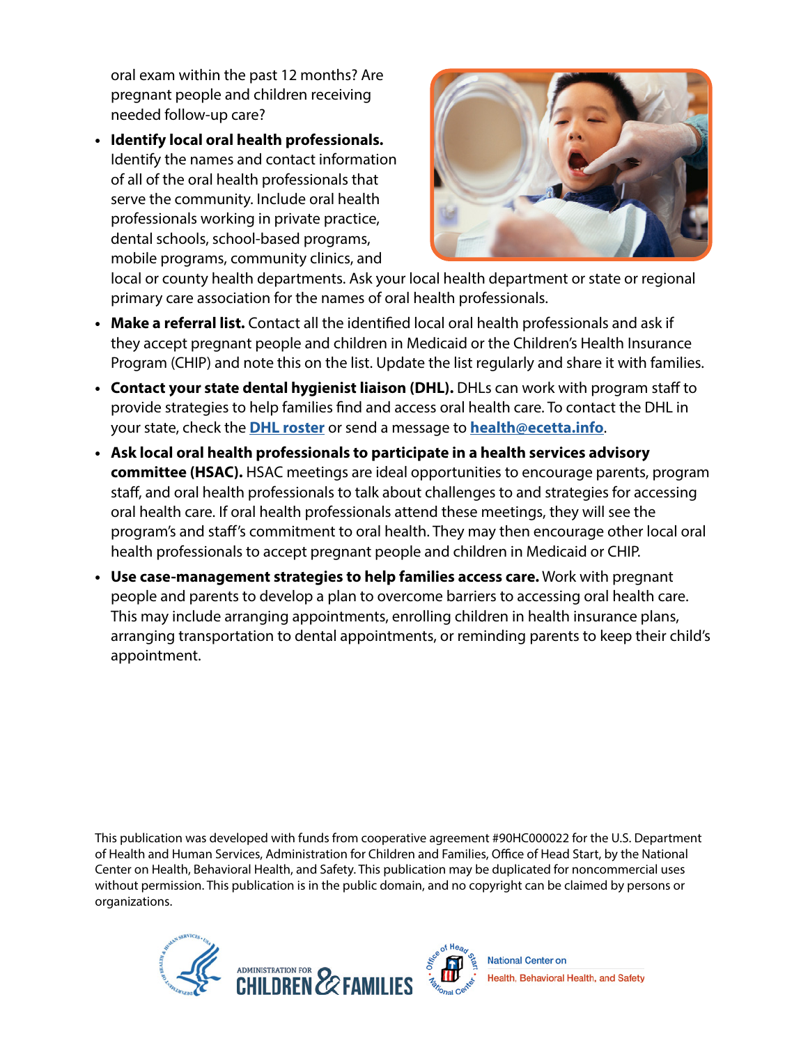oral exam within the past 12 months? Are pregnant people and children receiving needed follow-up care?

- **Identify local oral health professionals.** Identify the names and contact information of all of the oral health professionals that serve the community. Include oral health professionals working in private practice, dental schools, school-based programs, mobile programs, community clinics, and local or county health departments. Ask your local health department or state or regional primary care association for the names of oral health professionals.
- **Make a referral list.** Contact all the identified local oral health professionals and ask if they accept pregnant people and children in Medicaid or the Children's Health Insurance Program (CHIP) and note this on the list. Update the list regularly and share it with families.
- **Contact your state dental hygienist liaison (DHL).** DHLs can work with program staff to provide strategies to help families find and access oral health care. To contact the DHL in your state, check the **DHL roster** or send a message to **health@ecetta.info**.
- **Ask local oral health professionals to participate in a health services advisory committee (HSAC).** HSAC meetings are ideal opportunities to encourage parents, program staff, and oral health professionals to talk about challenges to and strategies for accessing oral health care. If oral health professionals attend these meetings, they will see the program's and staff's commitment to oral health. They may then encourage other local oral health professionals to accept pregnant people and children in Medicaid or CHIP.
- **Use case-management strategies to help families access care.** Work with pregnant people and parents to develop a plan to overcome barriers to accessing oral health care. This may include arranging appointments, enrolling children in health insurance plans, arranging transportation to dental appointments, or reminding parents to keep their child's appointment.

This publication was developed with funds from cooperative agreement #90HC000022 for the U.S. Department of Health and Human Services, Administration for Children and Families, Office of Head Start, by the National Center on Health, Behavioral Health, and Safety. This publication may be duplicated for noncommercial uses without permission. This publication is in the public domain, and no copyright can be claimed by persons or organizations.

ADMINISTRATION FOR CHILDREN & FAMILIES

National Center on Health, Behavioral Health, and Safety